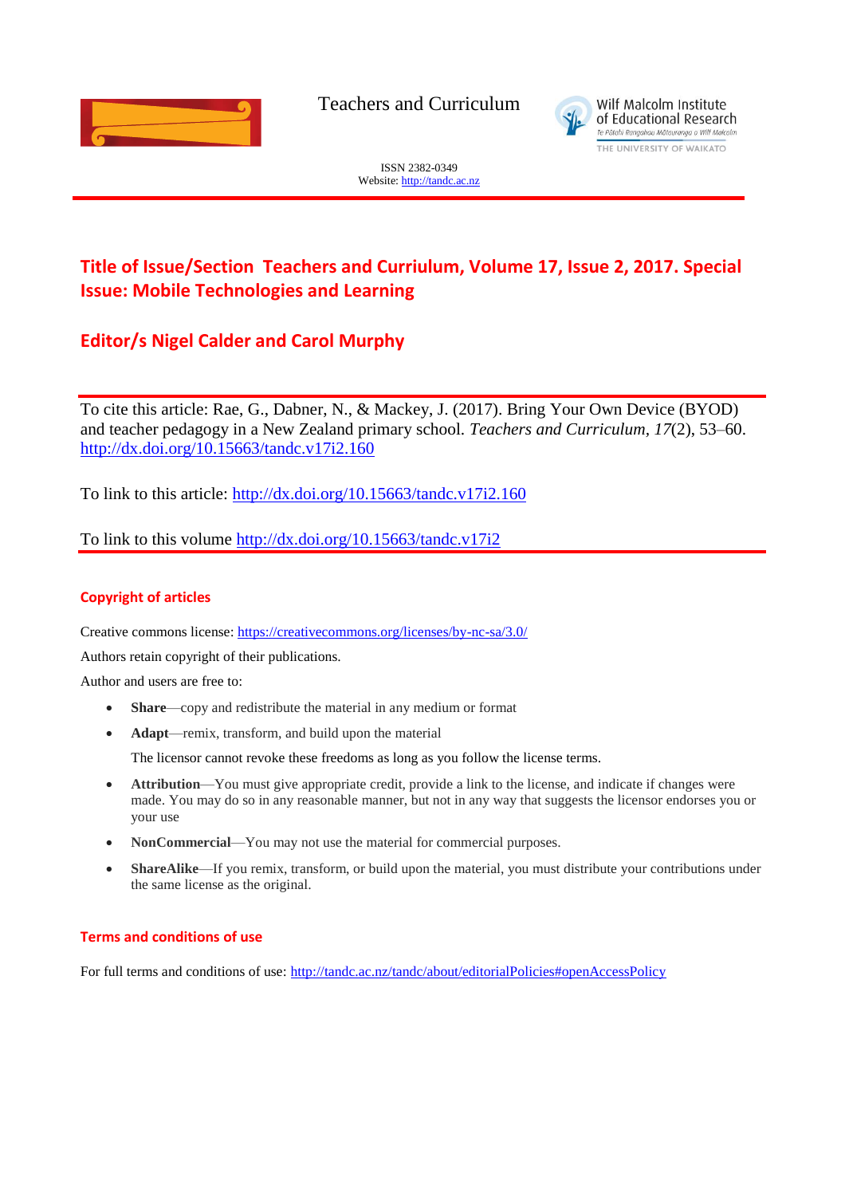Teachers and Curriculum

Wilf Malcolm Institute of Educational Research
Te Pūtahi Rangahau Mātauranga o Wilf Malcolm
THE UNIVERSITY OF WAIKATO

ISSN 2382-0349
Website: http://tandc.ac.nz

## Title of Issue/Section Teachers and Curriulum, Volume 17, Issue 2, 2017. Special Issue: Mobile Technologies and Learning

## Editor/s Nigel Calder and Carol Murphy

To cite this article: Rae, G., Dabner, N., & Mackey, J. (2017). Bring Your Own Device (BYOD) and teacher pedagogy in a New Zealand primary school. *Teachers and Curriculum*, *17*(2), 53–60. http://dx.doi.org/10.15663/tandc.v17i2.160

To link to this article: http://dx.doi.org/10.15663/tandc.v17i2.160

To link to this volume http://dx.doi.org/10.15663/tandc.v17i2

### Copyright of articles

Creative commons license: https://creativecommons.org/licenses/by-nc-sa/3.0/

Authors retain copyright of their publications.

Author and users are free to:

- **Share**—copy and redistribute the material in any medium or format
- **Adapt**—remix, transform, and build upon the material

  The licensor cannot revoke these freedoms as long as you follow the license terms.

- **Attribution**—You must give appropriate credit, provide a link to the license, and indicate if changes were made. You may do so in any reasonable manner, but not in any way that suggests the licensor endorses you or your use
- **NonCommercial**—You may not use the material for commercial purposes.
- **ShareAlike**—If you remix, transform, or build upon the material, you must distribute your contributions under the same license as the original.

### Terms and conditions of use

For full terms and conditions of use: http://tandc.ac.nz/tandc/about/editorialPolicies#openAccessPolicy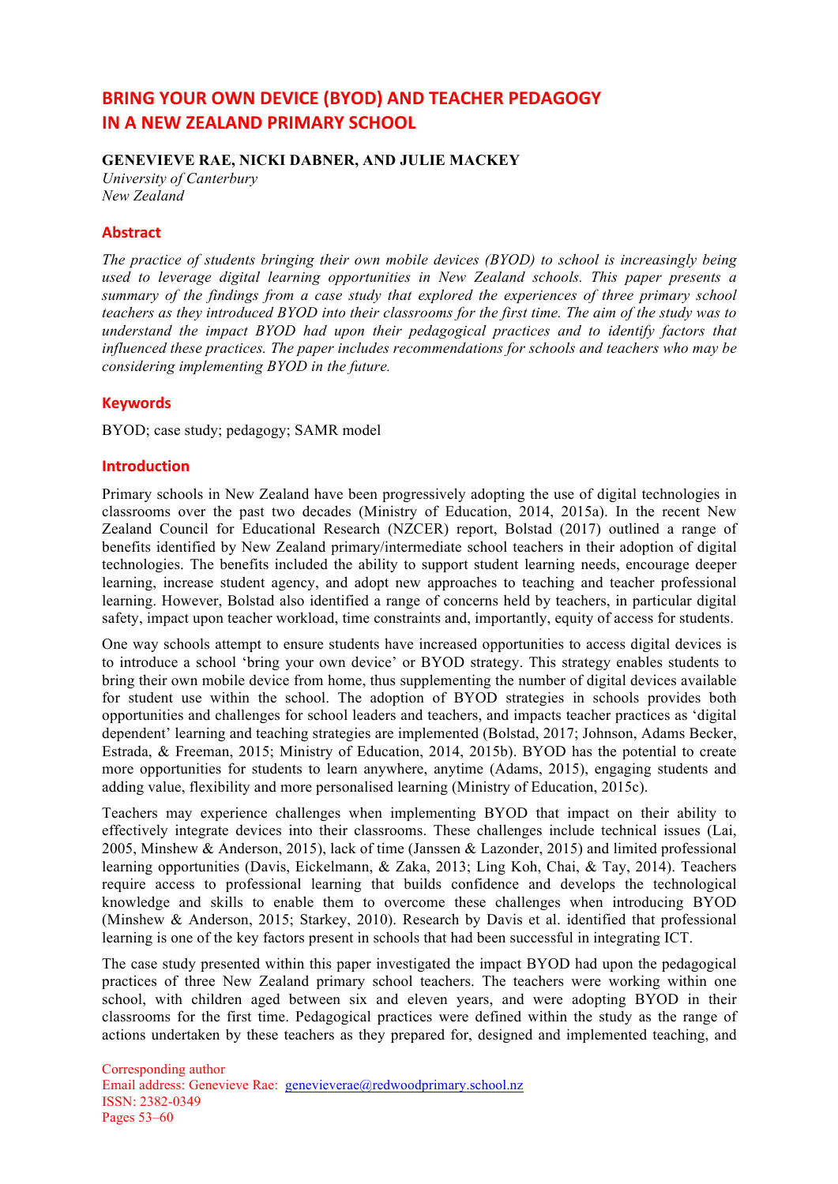# BRING YOUR OWN DEVICE (BYOD) AND TEACHER PEDAGOGY IN A NEW ZEALAND PRIMARY SCHOOL

**GENEVIEVE RAE, NICKI DABNER, AND JULIE MACKEY**

*University of Canterbury*
*New Zealand*

## Abstract

*The practice of students bringing their own mobile devices (BYOD) to school is increasingly being used to leverage digital learning opportunities in New Zealand schools. This paper presents a summary of the findings from a case study that explored the experiences of three primary school teachers as they introduced BYOD into their classrooms for the first time. The aim of the study was to understand the impact BYOD had upon their pedagogical practices and to identify factors that influenced these practices. The paper includes recommendations for schools and teachers who may be considering implementing BYOD in the future.*

## Keywords

BYOD; case study; pedagogy; SAMR model

## Introduction

Primary schools in New Zealand have been progressively adopting the use of digital technologies in classrooms over the past two decades (Ministry of Education, 2014, 2015a). In the recent New Zealand Council for Educational Research (NZCER) report, Bolstad (2017) outlined a range of benefits identified by New Zealand primary/intermediate school teachers in their adoption of digital technologies. The benefits included the ability to support student learning needs, encourage deeper learning, increase student agency, and adopt new approaches to teaching and teacher professional learning. However, Bolstad also identified a range of concerns held by teachers, in particular digital safety, impact upon teacher workload, time constraints and, importantly, equity of access for students.

One way schools attempt to ensure students have increased opportunities to access digital devices is to introduce a school 'bring your own device' or BYOD strategy. This strategy enables students to bring their own mobile device from home, thus supplementing the number of digital devices available for student use within the school. The adoption of BYOD strategies in schools provides both opportunities and challenges for school leaders and teachers, and impacts teacher practices as 'digital dependent' learning and teaching strategies are implemented (Bolstad, 2017; Johnson, Adams Becker, Estrada, & Freeman, 2015; Ministry of Education, 2014, 2015b). BYOD has the potential to create more opportunities for students to learn anywhere, anytime (Adams, 2015), engaging students and adding value, flexibility and more personalised learning (Ministry of Education, 2015c).

Teachers may experience challenges when implementing BYOD that impact on their ability to effectively integrate devices into their classrooms. These challenges include technical issues (Lai, 2005, Minshew & Anderson, 2015), lack of time (Janssen & Lazonder, 2015) and limited professional learning opportunities (Davis, Eickelmann, & Zaka, 2013; Ling Koh, Chai, & Tay, 2014). Teachers require access to professional learning that builds confidence and develops the technological knowledge and skills to enable them to overcome these challenges when introducing BYOD (Minshew & Anderson, 2015; Starkey, 2010). Research by Davis et al. identified that professional learning is one of the key factors present in schools that had been successful in integrating ICT.

The case study presented within this paper investigated the impact BYOD had upon the pedagogical practices of three New Zealand primary school teachers. The teachers were working within one school, with children aged between six and eleven years, and were adopting BYOD in their classrooms for the first time. Pedagogical practices were defined within the study as the range of actions undertaken by these teachers as they prepared for, designed and implemented teaching, and

Corresponding author
Email address: Genevieve Rae: genevieverae@redwoodprimary.school.nz
ISSN: 2382-0349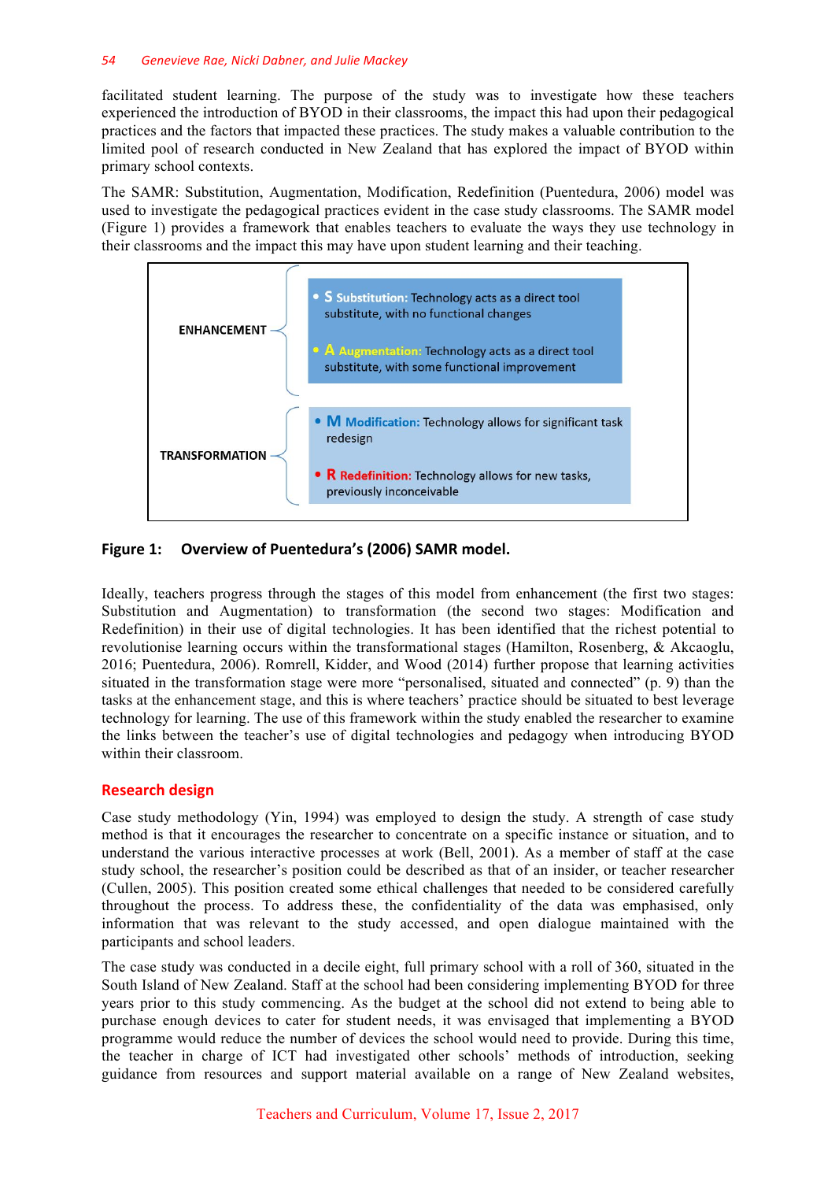facilitated student learning. The purpose of the study was to investigate how these teachers experienced the introduction of BYOD in their classrooms, the impact this had upon their pedagogical practices and the factors that impacted these practices. The study makes a valuable contribution to the limited pool of research conducted in New Zealand that has explored the impact of BYOD within primary school contexts.

The SAMR: Substitution, Augmentation, Modification, Redefinition (Puentedura, 2006) model was used to investigate the pedagogical practices evident in the case study classrooms. The SAMR model (Figure 1) provides a framework that enables teachers to evaluate the ways they use technology in their classrooms and the impact this may have upon student learning and their teaching.

**ENHANCEMENT**

- **S Substitution:** Technology acts as a direct tool substitute, with no functional changes
- **A Augmentation:** Technology acts as a direct tool substitute, with some functional improvement

**TRANSFORMATION**

- **M Modification:** Technology allows for significant task redesign
- **R Redefinition:** Technology allows for new tasks, previously inconceivable

**Figure 1: Overview of Puentedura's (2006) SAMR model.**

Ideally, teachers progress through the stages of this model from enhancement (the first two stages: Substitution and Augmentation) to transformation (the second two stages: Modification and Redefinition) in their use of digital technologies. It has been identified that the richest potential to revolutionise learning occurs within the transformational stages (Hamilton, Rosenberg, & Akcaoglu, 2016; Puentedura, 2006). Romrell, Kidder, and Wood (2014) further propose that learning activities situated in the transformation stage were more "personalised, situated and connected" (p. 9) than the tasks at the enhancement stage, and this is where teachers' practice should be situated to best leverage technology for learning. The use of this framework within the study enabled the researcher to examine the links between the teacher's use of digital technologies and pedagogy when introducing BYOD within their classroom.

## Research design

Case study methodology (Yin, 1994) was employed to design the study. A strength of case study method is that it encourages the researcher to concentrate on a specific instance or situation, and to understand the various interactive processes at work (Bell, 2001). As a member of staff at the case study school, the researcher's position could be described as that of an insider, or teacher researcher (Cullen, 2005). This position created some ethical challenges that needed to be considered carefully throughout the process. To address these, the confidentiality of the data was emphasised, only information that was relevant to the study accessed, and open dialogue maintained with the participants and school leaders.

The case study was conducted in a decile eight, full primary school with a roll of 360, situated in the South Island of New Zealand. Staff at the school had been considering implementing BYOD for three years prior to this study commencing. As the budget at the school did not extend to being able to purchase enough devices to cater for student needs, it was envisaged that implementing a BYOD programme would reduce the number of devices the school would need to provide. During this time, the teacher in charge of ICT had investigated other schools' methods of introduction, seeking guidance from resources and support material available on a range of New Zealand websites,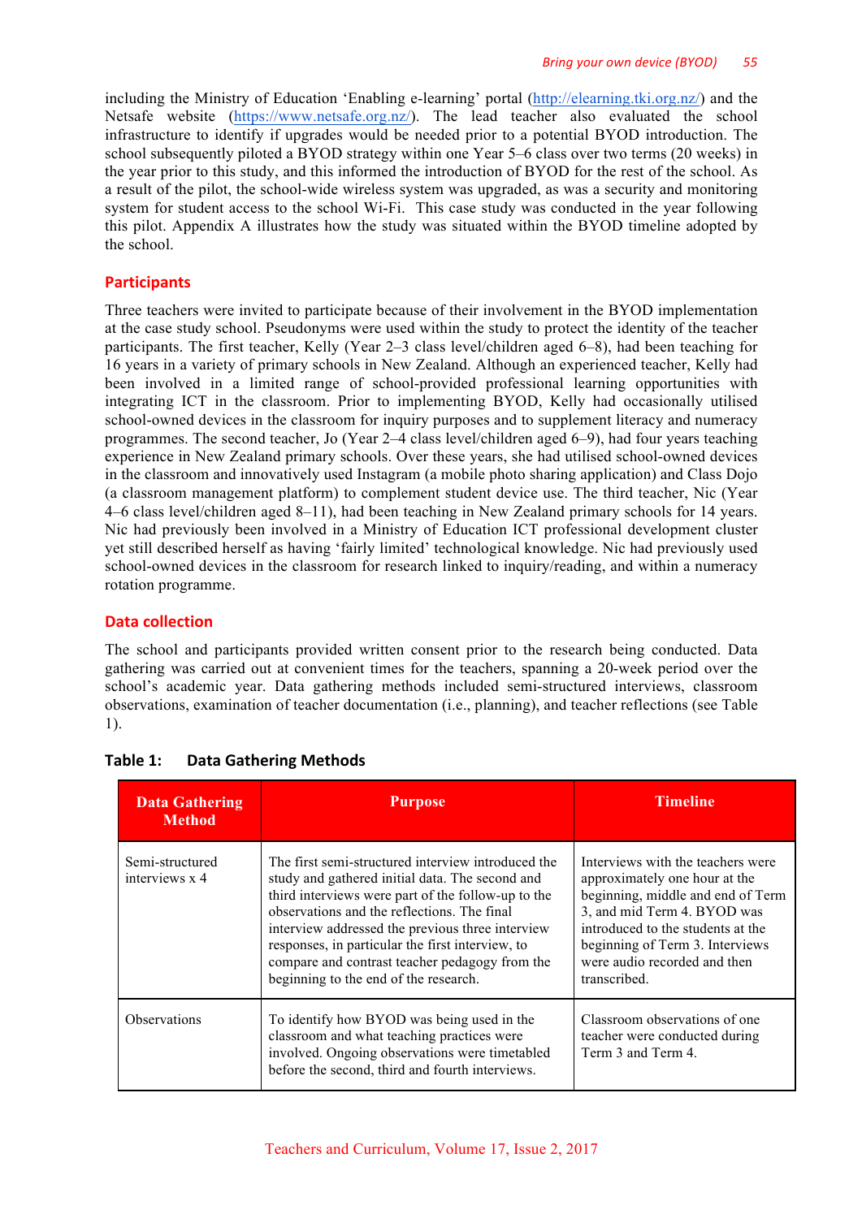including the Ministry of Education 'Enabling e-learning' portal (http://elearning.tki.org.nz/) and the Netsafe website (https://www.netsafe.org.nz/). The lead teacher also evaluated the school infrastructure to identify if upgrades would be needed prior to a potential BYOD introduction. The school subsequently piloted a BYOD strategy within one Year 5–6 class over two terms (20 weeks) in the year prior to this study, and this informed the introduction of BYOD for the rest of the school. As a result of the pilot, the school-wide wireless system was upgraded, as was a security and monitoring system for student access to the school Wi-Fi. This case study was conducted in the year following this pilot. Appendix A illustrates how the study was situated within the BYOD timeline adopted by the school.

## Participants

Three teachers were invited to participate because of their involvement in the BYOD implementation at the case study school. Pseudonyms were used within the study to protect the identity of the teacher participants. The first teacher, Kelly (Year 2–3 class level/children aged 6–8), had been teaching for 16 years in a variety of primary schools in New Zealand. Although an experienced teacher, Kelly had been involved in a limited range of school-provided professional learning opportunities with integrating ICT in the classroom. Prior to implementing BYOD, Kelly had occasionally utilised school-owned devices in the classroom for inquiry purposes and to supplement literacy and numeracy programmes. The second teacher, Jo (Year 2–4 class level/children aged 6–9), had four years teaching experience in New Zealand primary schools. Over these years, she had utilised school-owned devices in the classroom and innovatively used Instagram (a mobile photo sharing application) and Class Dojo (a classroom management platform) to complement student device use. The third teacher, Nic (Year 4–6 class level/children aged 8–11), had been teaching in New Zealand primary schools for 14 years. Nic had previously been involved in a Ministry of Education ICT professional development cluster yet still described herself as having 'fairly limited' technological knowledge. Nic had previously used school-owned devices in the classroom for research linked to inquiry/reading, and within a numeracy rotation programme.

## Data collection

The school and participants provided written consent prior to the research being conducted. Data gathering was carried out at convenient times for the teachers, spanning a 20-week period over the school's academic year. Data gathering methods included semi-structured interviews, classroom observations, examination of teacher documentation (i.e., planning), and teacher reflections (see Table 1).

**Table 1: Data Gathering Methods**

| Data Gathering Method | Purpose | Timeline |
|---|---|---|
| Semi-structured interviews x 4 | The first semi-structured interview introduced the study and gathered initial data. The second and third interviews were part of the follow-up to the observations and the reflections. The final interview addressed the previous three interview responses, in particular the first interview, to compare and contrast teacher pedagogy from the beginning to the end of the research. | Interviews with the teachers were approximately one hour at the beginning, middle and end of Term 3, and mid Term 4. BYOD was introduced to the students at the beginning of Term 3. Interviews were audio recorded and then transcribed. |
| Observations | To identify how BYOD was being used in the classroom and what teaching practices were involved. Ongoing observations were timetabled before the second, third and fourth interviews. | Classroom observations of one teacher were conducted during Term 3 and Term 4. |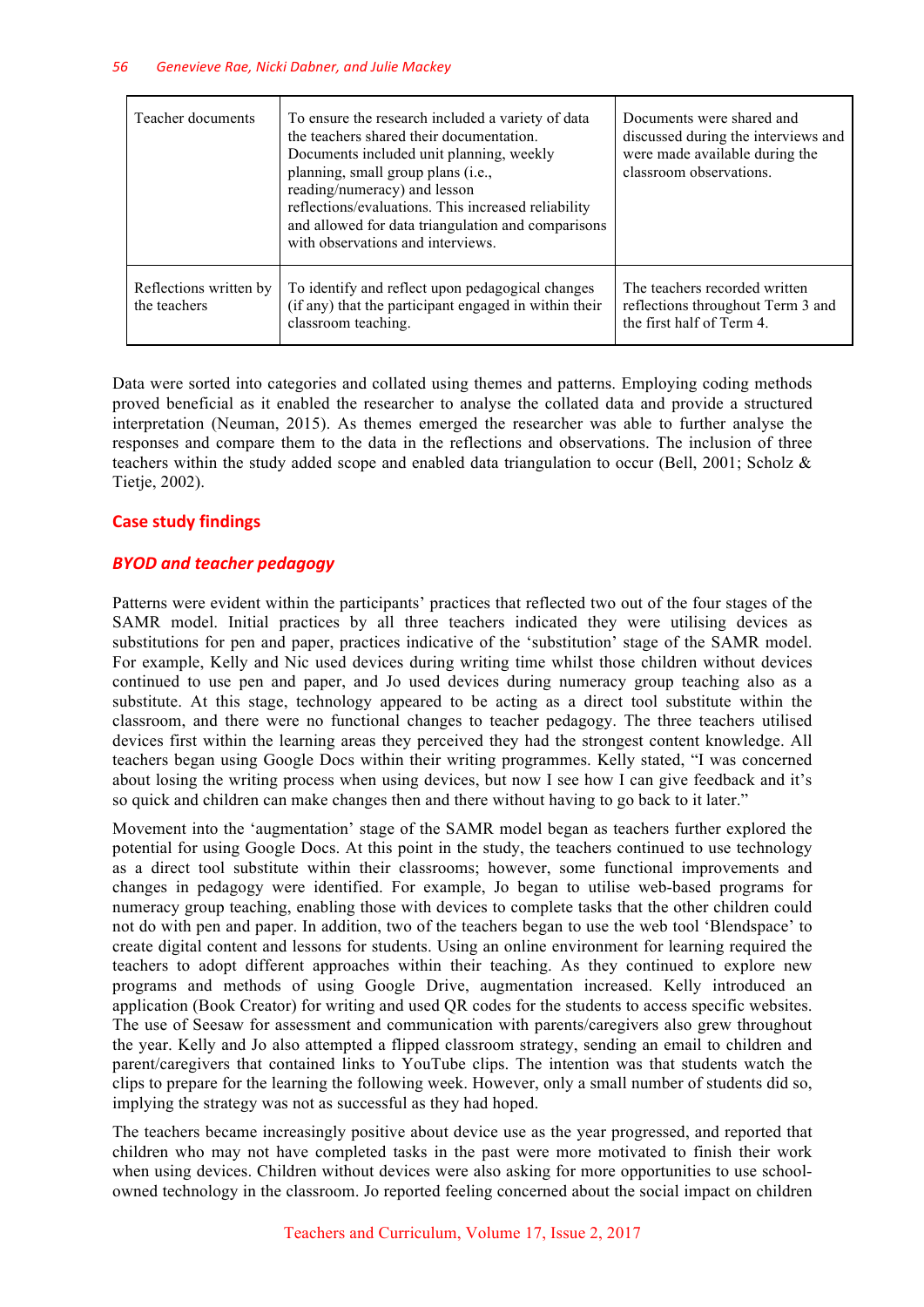| Teacher documents | To ensure the research included a variety of data the teachers shared their documentation. Documents included unit planning, weekly planning, small group plans (i.e., reading/numeracy) and lesson reflections/evaluations. This increased reliability and allowed for data triangulation and comparisons with observations and interviews. | Documents were shared and discussed during the interviews and were made available during the classroom observations. |
|---|---|---|
| Reflections written by the teachers | To identify and reflect upon pedagogical changes (if any) that the participant engaged in within their classroom teaching. | The teachers recorded written reflections throughout Term 3 and the first half of Term 4. |

Data were sorted into categories and collated using themes and patterns. Employing coding methods proved beneficial as it enabled the researcher to analyse the collated data and provide a structured interpretation (Neuman, 2015). As themes emerged the researcher was able to further analyse the responses and compare them to the data in the reflections and observations. The inclusion of three teachers within the study added scope and enabled data triangulation to occur (Bell, 2001; Scholz & Tietje, 2002).

## Case study findings

### *BYOD and teacher pedagogy*

Patterns were evident within the participants' practices that reflected two out of the four stages of the SAMR model. Initial practices by all three teachers indicated they were utilising devices as substitutions for pen and paper, practices indicative of the 'substitution' stage of the SAMR model. For example, Kelly and Nic used devices during writing time whilst those children without devices continued to use pen and paper, and Jo used devices during numeracy group teaching also as a substitute. At this stage, technology appeared to be acting as a direct tool substitute within the classroom, and there were no functional changes to teacher pedagogy. The three teachers utilised devices first within the learning areas they perceived they had the strongest content knowledge. All teachers began using Google Docs within their writing programmes. Kelly stated, "I was concerned about losing the writing process when using devices, but now I see how I can give feedback and it's so quick and children can make changes then and there without having to go back to it later."

Movement into the 'augmentation' stage of the SAMR model began as teachers further explored the potential for using Google Docs. At this point in the study, the teachers continued to use technology as a direct tool substitute within their classrooms; however, some functional improvements and changes in pedagogy were identified. For example, Jo began to utilise web-based programs for numeracy group teaching, enabling those with devices to complete tasks that the other children could not do with pen and paper. In addition, two of the teachers began to use the web tool 'Blendspace' to create digital content and lessons for students. Using an online environment for learning required the teachers to adopt different approaches within their teaching. As they continued to explore new programs and methods of using Google Drive, augmentation increased. Kelly introduced an application (Book Creator) for writing and used QR codes for the students to access specific websites. The use of Seesaw for assessment and communication with parents/caregivers also grew throughout the year. Kelly and Jo also attempted a flipped classroom strategy, sending an email to children and parent/caregivers that contained links to YouTube clips. The intention was that students watch the clips to prepare for the learning the following week. However, only a small number of students did so, implying the strategy was not as successful as they had hoped.

The teachers became increasingly positive about device use as the year progressed, and reported that children who may not have completed tasks in the past were more motivated to finish their work when using devices. Children without devices were also asking for more opportunities to use school-owned technology in the classroom. Jo reported feeling concerned about the social impact on children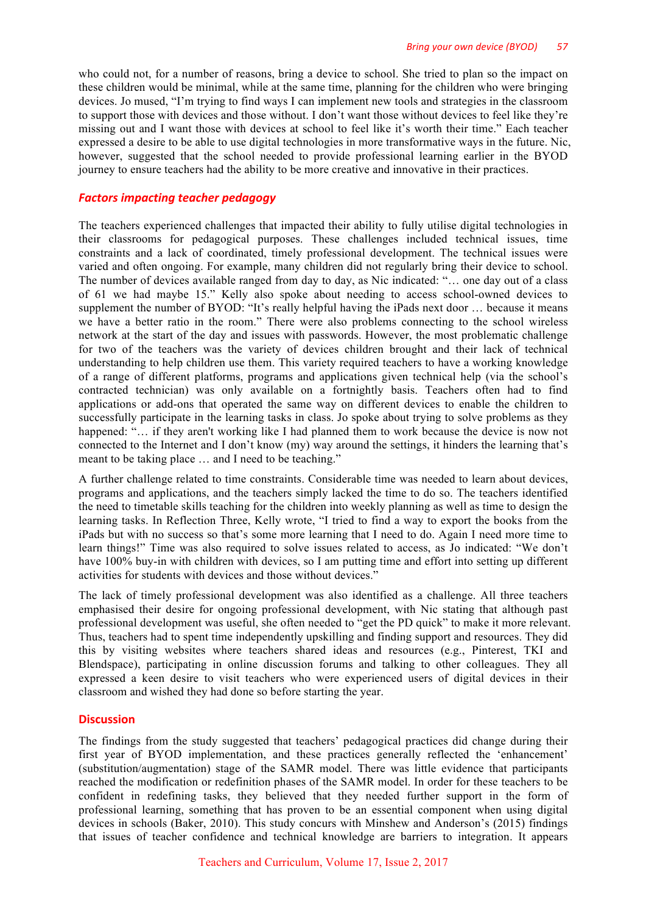who could not, for a number of reasons, bring a device to school. She tried to plan so the impact on these children would be minimal, while at the same time, planning for the children who were bringing devices. Jo mused, "I'm trying to find ways I can implement new tools and strategies in the classroom to support those with devices and those without. I don't want those without devices to feel like they're missing out and I want those with devices at school to feel like it's worth their time." Each teacher expressed a desire to be able to use digital technologies in more transformative ways in the future. Nic, however, suggested that the school needed to provide professional learning earlier in the BYOD journey to ensure teachers had the ability to be more creative and innovative in their practices.

### *Factors impacting teacher pedagogy*

The teachers experienced challenges that impacted their ability to fully utilise digital technologies in their classrooms for pedagogical purposes. These challenges included technical issues, time constraints and a lack of coordinated, timely professional development. The technical issues were varied and often ongoing. For example, many children did not regularly bring their device to school. The number of devices available ranged from day to day, as Nic indicated: "… one day out of a class of 61 we had maybe 15." Kelly also spoke about needing to access school-owned devices to supplement the number of BYOD: "It's really helpful having the iPads next door … because it means we have a better ratio in the room." There were also problems connecting to the school wireless network at the start of the day and issues with passwords. However, the most problematic challenge for two of the teachers was the variety of devices children brought and their lack of technical understanding to help children use them. This variety required teachers to have a working knowledge of a range of different platforms, programs and applications given technical help (via the school's contracted technician) was only available on a fortnightly basis. Teachers often had to find applications or add-ons that operated the same way on different devices to enable the children to successfully participate in the learning tasks in class. Jo spoke about trying to solve problems as they happened: "… if they aren't working like I had planned them to work because the device is now not connected to the Internet and I don't know (my) way around the settings, it hinders the learning that's meant to be taking place … and I need to be teaching."

A further challenge related to time constraints. Considerable time was needed to learn about devices, programs and applications, and the teachers simply lacked the time to do so. The teachers identified the need to timetable skills teaching for the children into weekly planning as well as time to design the learning tasks. In Reflection Three, Kelly wrote, "I tried to find a way to export the books from the iPads but with no success so that's some more learning that I need to do. Again I need more time to learn things!" Time was also required to solve issues related to access, as Jo indicated: "We don't have 100% buy-in with children with devices, so I am putting time and effort into setting up different activities for students with devices and those without devices."

The lack of timely professional development was also identified as a challenge. All three teachers emphasised their desire for ongoing professional development, with Nic stating that although past professional development was useful, she often needed to "get the PD quick" to make it more relevant. Thus, teachers had to spent time independently upskilling and finding support and resources. They did this by visiting websites where teachers shared ideas and resources (e.g., Pinterest, TKI and Blendspace), participating in online discussion forums and talking to other colleagues. They all expressed a keen desire to visit teachers who were experienced users of digital devices in their classroom and wished they had done so before starting the year.

## Discussion

The findings from the study suggested that teachers' pedagogical practices did change during their first year of BYOD implementation, and these practices generally reflected the 'enhancement' (substitution/augmentation) stage of the SAMR model. There was little evidence that participants reached the modification or redefinition phases of the SAMR model. In order for these teachers to be confident in redefining tasks, they believed that they needed further support in the form of professional learning, something that has proven to be an essential component when using digital devices in schools (Baker, 2010). This study concurs with Minshew and Anderson's (2015) findings that issues of teacher confidence and technical knowledge are barriers to integration. It appears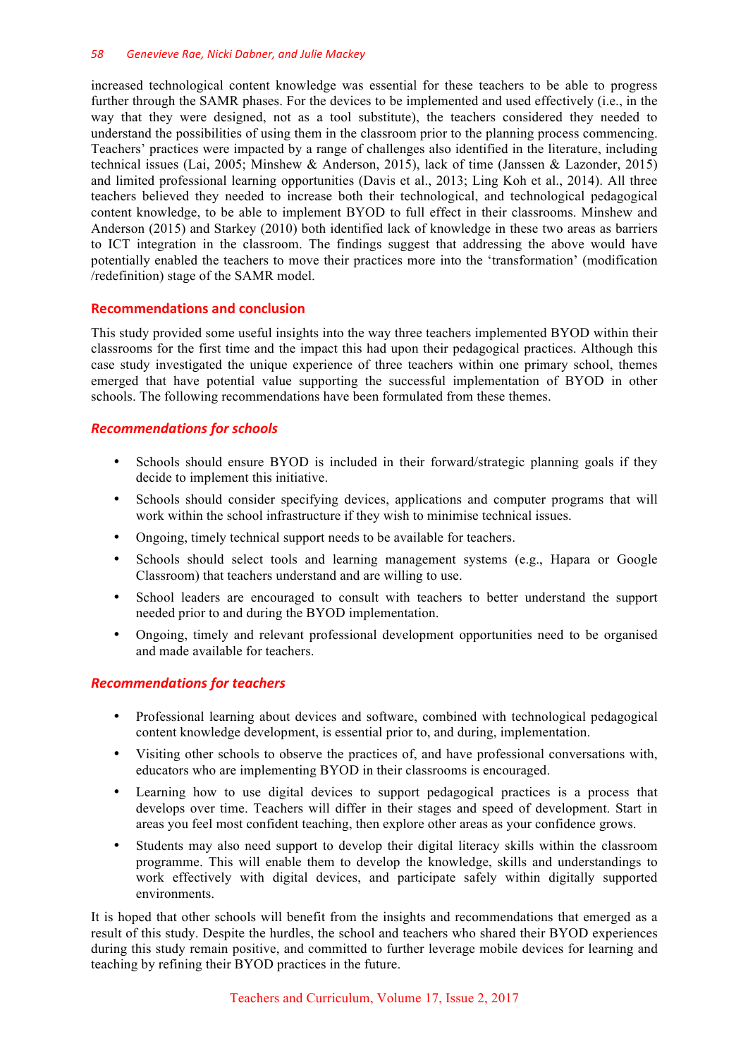increased technological content knowledge was essential for these teachers to be able to progress further through the SAMR phases. For the devices to be implemented and used effectively (i.e., in the way that they were designed, not as a tool substitute), the teachers considered they needed to understand the possibilities of using them in the classroom prior to the planning process commencing. Teachers' practices were impacted by a range of challenges also identified in the literature, including technical issues (Lai, 2005; Minshew & Anderson, 2015), lack of time (Janssen & Lazonder, 2015) and limited professional learning opportunities (Davis et al., 2013; Ling Koh et al., 2014). All three teachers believed they needed to increase both their technological, and technological pedagogical content knowledge, to be able to implement BYOD to full effect in their classrooms. Minshew and Anderson (2015) and Starkey (2010) both identified lack of knowledge in these two areas as barriers to ICT integration in the classroom. The findings suggest that addressing the above would have potentially enabled the teachers to move their practices more into the 'transformation' (modification /redefinition) stage of the SAMR model.

## Recommendations and conclusion

This study provided some useful insights into the way three teachers implemented BYOD within their classrooms for the first time and the impact this had upon their pedagogical practices. Although this case study investigated the unique experience of three teachers within one primary school, themes emerged that have potential value supporting the successful implementation of BYOD in other schools. The following recommendations have been formulated from these themes.

### *Recommendations for schools*

- Schools should ensure BYOD is included in their forward/strategic planning goals if they decide to implement this initiative.
- Schools should consider specifying devices, applications and computer programs that will work within the school infrastructure if they wish to minimise technical issues.
- Ongoing, timely technical support needs to be available for teachers.
- Schools should select tools and learning management systems (e.g., Hapara or Google Classroom) that teachers understand and are willing to use.
- School leaders are encouraged to consult with teachers to better understand the support needed prior to and during the BYOD implementation.
- Ongoing, timely and relevant professional development opportunities need to be organised and made available for teachers.

### *Recommendations for teachers*

- Professional learning about devices and software, combined with technological pedagogical content knowledge development, is essential prior to, and during, implementation.
- Visiting other schools to observe the practices of, and have professional conversations with, educators who are implementing BYOD in their classrooms is encouraged.
- Learning how to use digital devices to support pedagogical practices is a process that develops over time. Teachers will differ in their stages and speed of development. Start in areas you feel most confident teaching, then explore other areas as your confidence grows.
- Students may also need support to develop their digital literacy skills within the classroom programme. This will enable them to develop the knowledge, skills and understandings to work effectively with digital devices, and participate safely within digitally supported environments.

It is hoped that other schools will benefit from the insights and recommendations that emerged as a result of this study. Despite the hurdles, the school and teachers who shared their BYOD experiences during this study remain positive, and committed to further leverage mobile devices for learning and teaching by refining their BYOD practices in the future.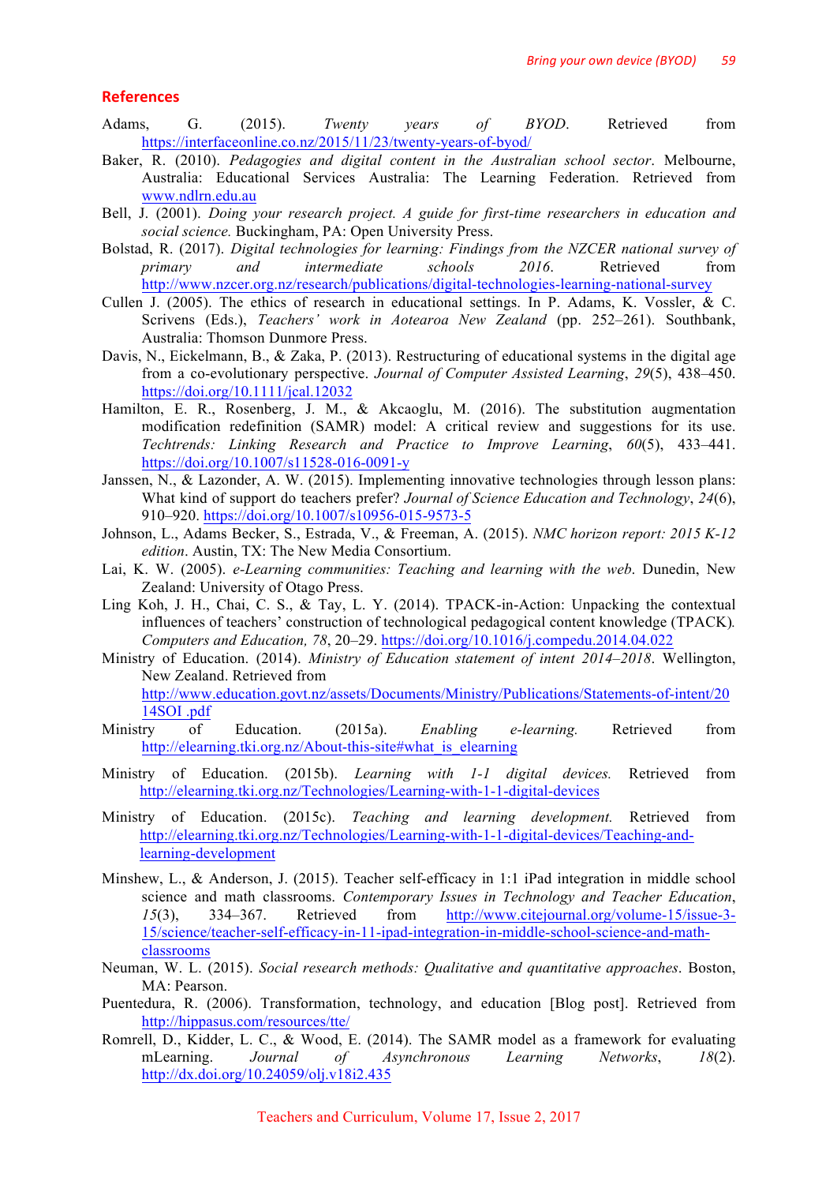## References

Adams, G. (2015). *Twenty years of BYOD*. Retrieved from https://interfaceonline.co.nz/2015/11/23/twenty-years-of-byod/

Baker, R. (2010). *Pedagogies and digital content in the Australian school sector*. Melbourne, Australia: Educational Services Australia: The Learning Federation. Retrieved from www.ndlrn.edu.au

Bell, J. (2001). *Doing your research project. A guide for first-time researchers in education and social science.* Buckingham, PA: Open University Press.

Bolstad, R. (2017). *Digital technologies for learning: Findings from the NZCER national survey of primary and intermediate schools 2016*. Retrieved from http://www.nzcer.org.nz/research/publications/digital-technologies-learning-national-survey

Cullen J. (2005). The ethics of research in educational settings. In P. Adams, K. Vossler, & C. Scrivens (Eds.), *Teachers' work in Aotearoa New Zealand* (pp. 252–261). Southbank, Australia: Thomson Dunmore Press.

Davis, N., Eickelmann, B., & Zaka, P. (2013). Restructuring of educational systems in the digital age from a co-evolutionary perspective. *Journal of Computer Assisted Learning*, *29*(5), 438–450. https://doi.org/10.1111/jcal.12032

Hamilton, E. R., Rosenberg, J. M., & Akcaoglu, M. (2016). The substitution augmentation modification redefinition (SAMR) model: A critical review and suggestions for its use. *Techtrends: Linking Research and Practice to Improve Learning*, *60*(5), 433–441. https://doi.org/10.1007/s11528-016-0091-y

Janssen, N., & Lazonder, A. W. (2015). Implementing innovative technologies through lesson plans: What kind of support do teachers prefer? *Journal of Science Education and Technology*, *24*(6), 910–920. https://doi.org/10.1007/s10956-015-9573-5

Johnson, L., Adams Becker, S., Estrada, V., & Freeman, A. (2015). *NMC horizon report: 2015 K-12 edition*. Austin, TX: The New Media Consortium.

Lai, K. W. (2005). *e-Learning communities: Teaching and learning with the web*. Dunedin, New Zealand: University of Otago Press.

Ling Koh, J. H., Chai, C. S., & Tay, L. Y. (2014). TPACK-in-Action: Unpacking the contextual influences of teachers' construction of technological pedagogical content knowledge (TPACK). *Computers and Education, 78*, 20–29. https://doi.org/10.1016/j.compedu.2014.04.022

Ministry of Education. (2014). *Ministry of Education statement of intent 2014–2018*. Wellington, New Zealand. Retrieved from http://www.education.govt.nz/assets/Documents/Ministry/Publications/Statements-of-intent/2014SOI .pdf

Ministry of Education. (2015a). *Enabling e-learning.* Retrieved from http://elearning.tki.org.nz/About-this-site#what_is_elearning

Ministry of Education. (2015b). *Learning with 1-1 digital devices.* Retrieved from http://elearning.tki.org.nz/Technologies/Learning-with-1-1-digital-devices

Ministry of Education. (2015c). *Teaching and learning development.* Retrieved from http://elearning.tki.org.nz/Technologies/Learning-with-1-1-digital-devices/Teaching-and-learning-development

Minshew, L., & Anderson, J. (2015). Teacher self-efficacy in 1:1 iPad integration in middle school science and math classrooms. *Contemporary Issues in Technology and Teacher Education*, *15*(3), 334–367. Retrieved from http://www.citejournal.org/volume-15/issue-3-15/science/teacher-self-efficacy-in-11-ipad-integration-in-middle-school-science-and-math-classrooms

Neuman, W. L. (2015). *Social research methods: Qualitative and quantitative approaches*. Boston, MA: Pearson.

Puentedura, R. (2006). Transformation, technology, and education [Blog post]. Retrieved from http://hippasus.com/resources/tte/

Romrell, D., Kidder, L. C., & Wood, E. (2014). The SAMR model as a framework for evaluating mLearning. *Journal of Asynchronous Learning Networks*, *18*(2). http://dx.doi.org/10.24059/olj.v18i2.435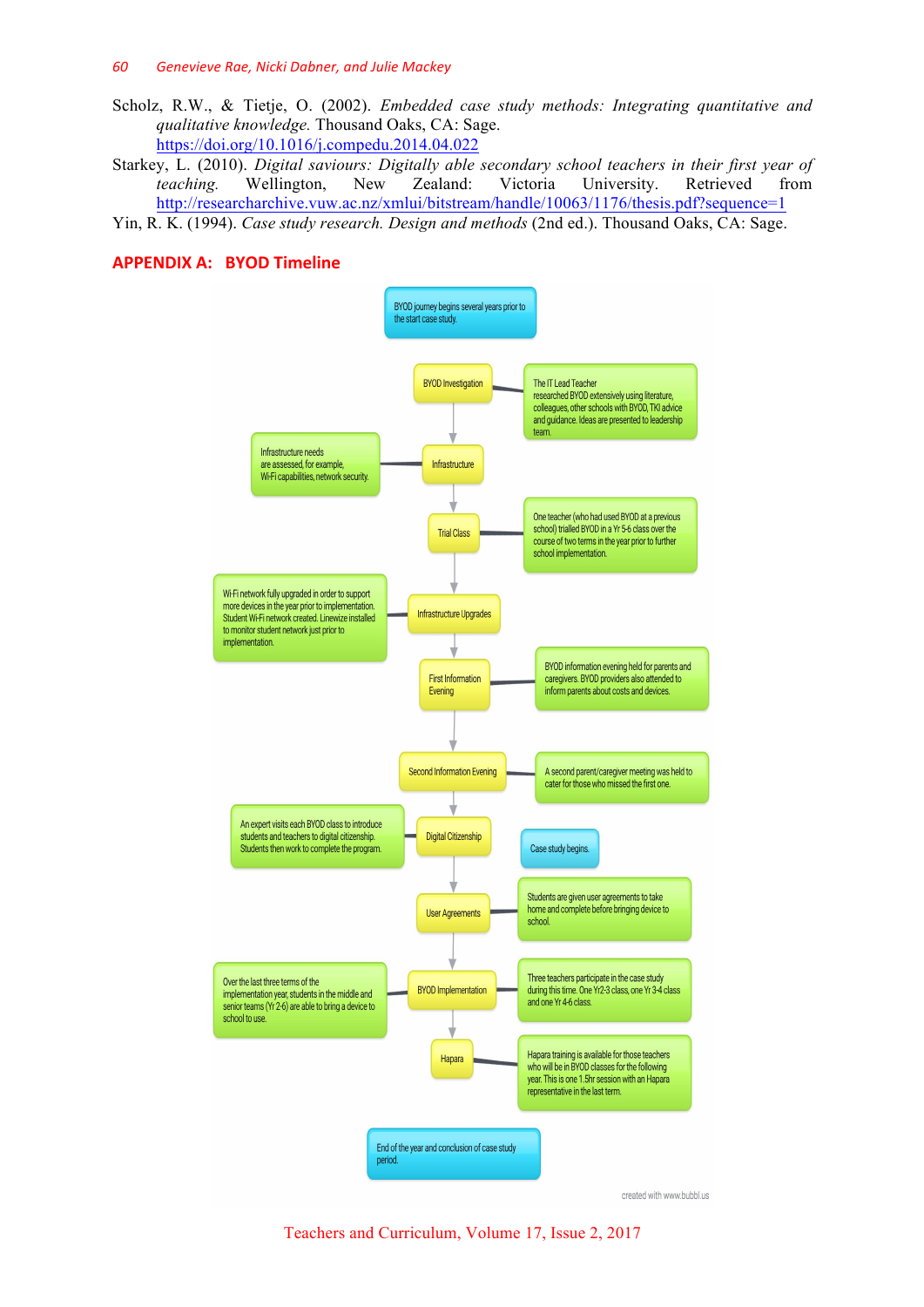Scholz, R.W., & Tietje, O. (2002). *Embedded case study methods: Integrating quantitative and qualitative knowledge.* Thousand Oaks, CA: Sage. https://doi.org/10.1016/j.compedu.2014.04.022

Starkey, L. (2010). *Digital saviours: Digitally able secondary school teachers in their first year of teaching.* Wellington, New Zealand: Victoria University. Retrieved from http://researcharchive.vuw.ac.nz/xmlui/bitstream/handle/10063/1176/thesis.pdf?sequence=1

Yin, R. K. (1994). *Case study research. Design and methods* (2nd ed.). Thousand Oaks, CA: Sage.

## APPENDIX A: BYOD Timeline

BYOD journey begins several years prior to the start case study.

BYOD Investigation

The IT Lead Teacher researched BYOD extensively using literature, colleagues, other schools with BYOD, TKI advice and guidance. Ideas are presented to leadership team.

Infrastructure

Infrastructure needs are assessed, for example, Wi-Fi capabilities, network security.

Trial Class

One teacher (who had used BYOD at a previous school) trialled BYOD in a Yr 5-6 class over the course of two terms in the year prior to further school implementation.

Infrastructure Upgrades

Wi-Fi network fully upgraded in order to support more devices in the year prior to implementation. Student Wi-Fi network created. Linewize installed to monitor student network just prior to implementation.

First Information Evening

BYOD information evening held for parents and caregivers. BYOD providers also attended to inform parents about costs and devices.

Second Information Evening

A second parent/caregiver meeting was held to cater for those who missed the first one.

Digital Citizenship

An expert visits each BYOD class to introduce students and teachers to digital citizenship. Students then work to complete the program.

Case study begins.

User Agreements

Students are given user agreements to take home and complete before bringing device to school.

BYOD Implementation

Over the last three terms of the implementation year, students in the middle and senior teams (Yr 2-6) are able to bring a device to school to use.

Three teachers participate in the case study during this time. One Yr2-3 class, one Yr 3-4 class and one Yr 4-6 class.

Hapara

Hapara training is available for those teachers who will be in BYOD classes for the following year. This is one 1.5hr session with an Hapara representative in the last term.

End of the year and conclusion of case study period.

created with www.bubbl.us